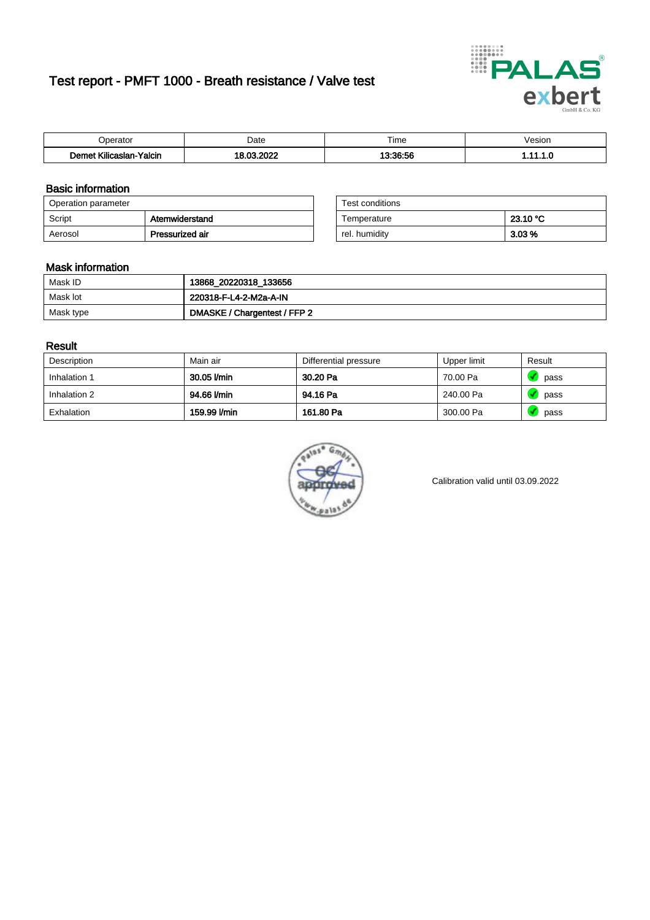# Test report - PMFT 1000 - Breath resistance / Valve test

| Operator | Date | Time | Vesion |
|---|---|---|---|
| **Demet Kilicaslan-Yalcin** | **18.03.2022** | **13:36:56** | **1.11.1.0** |

## Basic information

| Operation parameter | |
|---|---|
| Script | **Atemwiderstand** |
| Aerosol | **Pressurized air** |

| Test conditions | |
|---|---|
| Temperature | **23.10 °C** |
| rel. humidity | **3.03 %** |

## Mask information

| | |
|---|---|
| Mask ID | **13868_20220318_133656** |
| Mask lot | **220318-F-L4-2-M2a-A-IN** |
| Mask type | **DMASKE / Chargentest / FFP 2** |

## Result

| Description | Main air | Differential pressure | Upper limit | Result |
|---|---|---|---|---|
| Inhalation 1 | **30.05 l/min** | **30.20 Pa** | 70.00 Pa | pass |
| Inhalation 2 | **94.66 l/min** | **94.16 Pa** | 240.00 Pa | pass |
| Exhalation | **159.99 l/min** | **161.80 Pa** | 300.00 Pa | pass |

Calibration valid until 03.09.2022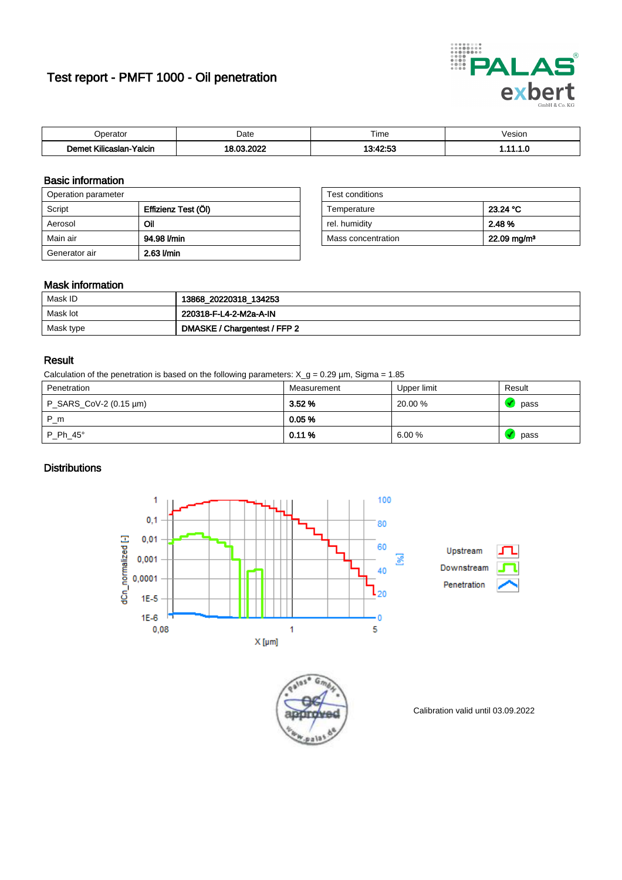# Test report - PMFT 1000 - Oil penetration

| Operator | Date | Time | Vesion |
|---|---|---|---|
| **Demet Kilicaslan-Yalcin** | **18.03.2022** | **13:42:53** | **1.11.1.0** |

## Basic information

| Operation parameter | |
|---|---|
| Script | **Effizienz Test (Öl)** |
| Aerosol | **Oil** |
| Main air | **94.98 l/min** |
| Generator air | **2.63 l/min** |

| Test conditions | |
|---|---|
| Temperature | **23.24 °C** |
| rel. humidity | **2.48 %** |
| Mass concentration | **22.09 mg/m³** |

## Mask information

| | |
|---|---|
| Mask ID | **13868_20220318_134253** |
| Mask lot | **220318-F-L4-2-M2a-A-IN** |
| Mask type | **DMASKE / Chargentest / FFP 2** |

## Result

Calculation of the penetration is based on the following parameters: X_g = 0.29 µm, Sigma = 1.85

| Penetration | Measurement | Upper limit | Result |
|---|---|---|---|
| P_SARS_CoV-2 (0.15 µm) | **3.52 %** | 20.00 % | pass |
| P_m | **0.05 %** | | |
| P_Ph_45° | **0.11 %** | 6.00 % | pass |

## Distributions

dCn_normalized [-]
1
0,1
0,01
0,001
0,0001
1E-5
1E-6
0,08
1
5
X [µm]
[%]
100
80
60
40
20
0
Upstream
Downstream
Penetration

Calibration valid until 03.09.2022